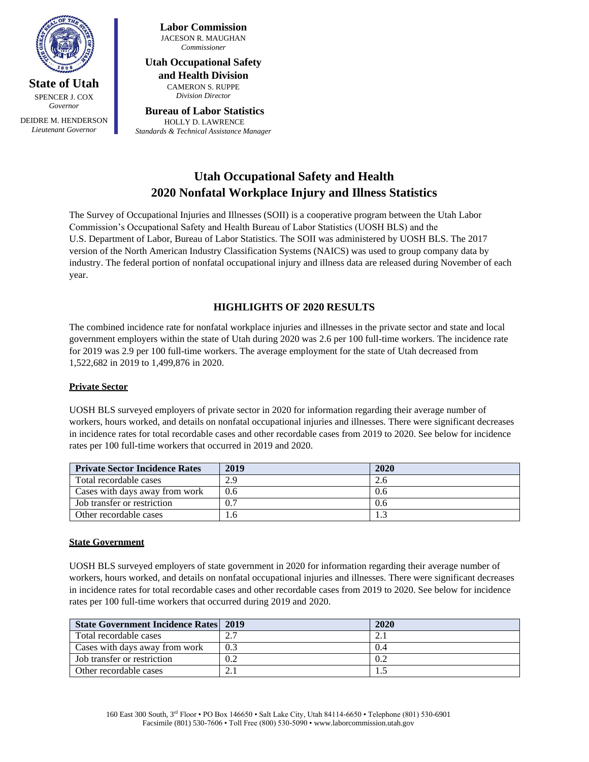**State of Utah**
SPENCER J. COX
*Governor*

DEIDRE M. HENDERSON
*Lieutenant Governor*

**Labor Commission**
JACESON R. MAUGHAN
*Commissioner*

**Utah Occupational Safety and Health Division**
CAMERON S. RUPPE
*Division Director*

**Bureau of Labor Statistics**
HOLLY D. LAWRENCE
*Standards & Technical Assistance Manager*

# Utah Occupational Safety and Health 2020 Nonfatal Workplace Injury and Illness Statistics

The Survey of Occupational Injuries and Illnesses (SOII) is a cooperative program between the Utah Labor Commission's Occupational Safety and Health Bureau of Labor Statistics (UOSH BLS) and the U.S. Department of Labor, Bureau of Labor Statistics. The SOII was administered by UOSH BLS. The 2017 version of the North American Industry Classification Systems (NAICS) was used to group company data by industry. The federal portion of nonfatal occupational injury and illness data are released during November of each year.

## HIGHLIGHTS OF 2020 RESULTS

The combined incidence rate for nonfatal workplace injuries and illnesses in the private sector and state and local government employers within the state of Utah during 2020 was 2.6 per 100 full-time workers. The incidence rate for 2019 was 2.9 per 100 full-time workers. The average employment for the state of Utah decreased from 1,522,682 in 2019 to 1,499,876 in 2020.

### Private Sector

UOSH BLS surveyed employers of private sector in 2020 for information regarding their average number of workers, hours worked, and details on nonfatal occupational injuries and illnesses. There were significant decreases in incidence rates for total recordable cases and other recordable cases from 2019 to 2020. See below for incidence rates per 100 full-time workers that occurred in 2019 and 2020.

| Private Sector Incidence Rates | 2019 | 2020 |
|---|---|---|
| Total recordable cases | 2.9 | 2.6 |
| Cases with days away from work | 0.6 | 0.6 |
| Job transfer or restriction | 0.7 | 0.6 |
| Other recordable cases | 1.6 | 1.3 |

### State Government

UOSH BLS surveyed employers of state government in 2020 for information regarding their average number of workers, hours worked, and details on nonfatal occupational injuries and illnesses. There were significant decreases in incidence rates for total recordable cases and other recordable cases from 2019 to 2020. See below for incidence rates per 100 full-time workers that occurred during 2019 and 2020.

| State Government Incidence Rates | 2019 | 2020 |
|---|---|---|
| Total recordable cases | 2.7 | 2.1 |
| Cases with days away from work | 0.3 | 0.4 |
| Job transfer or restriction | 0.2 | 0.2 |
| Other recordable cases | 2.1 | 1.5 |

160 East 300 South, 3rd Floor • PO Box 146650 • Salt Lake City, Utah 84114-6650 • Telephone (801) 530-6901
Facsimile (801) 530-7606 • Toll Free (800) 530-5090 • www.laborcommission.utah.gov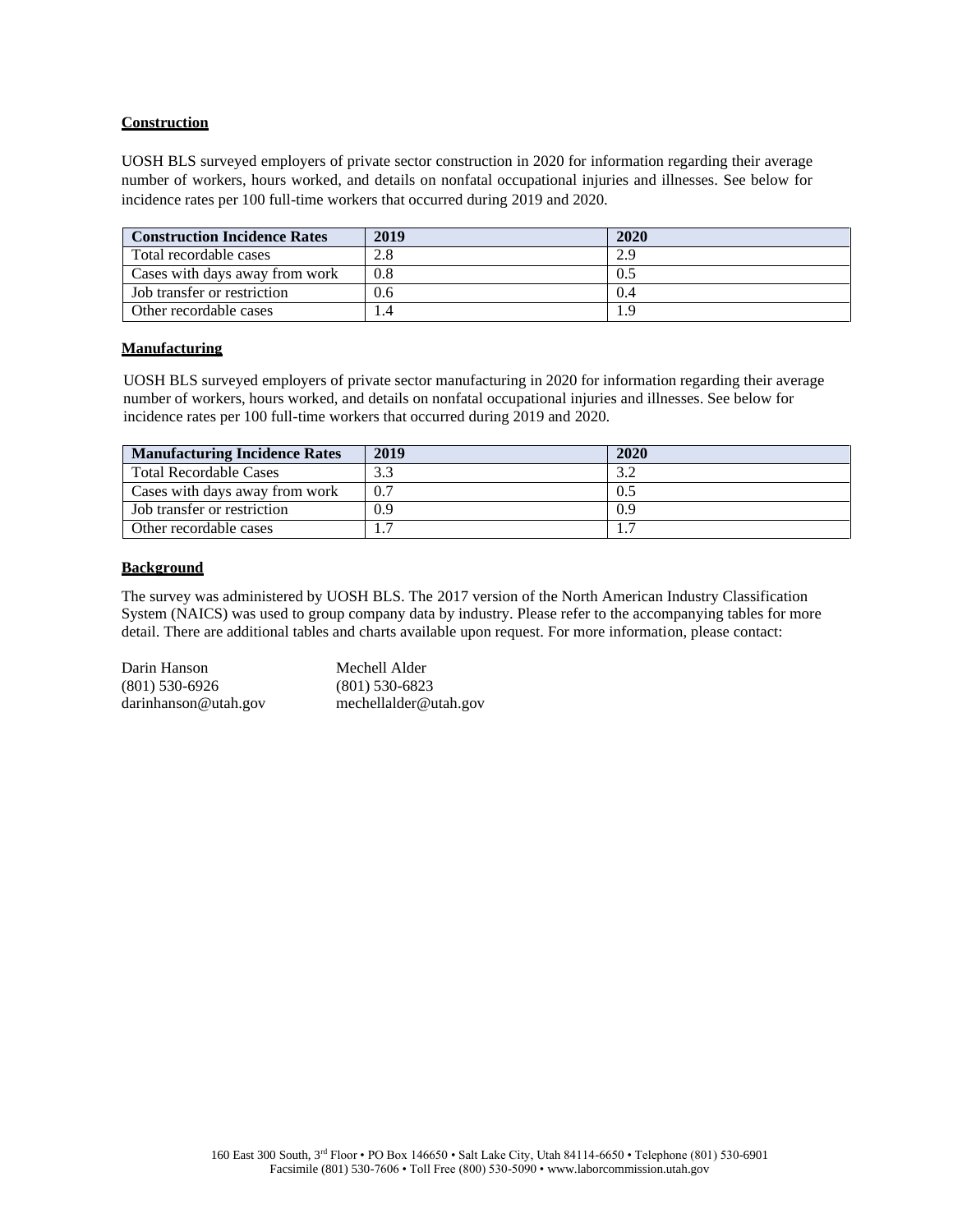## Construction

UOSH BLS surveyed employers of private sector construction in 2020 for information regarding their average number of workers, hours worked, and details on nonfatal occupational injuries and illnesses. See below for incidence rates per 100 full-time workers that occurred during 2019 and 2020.

| Construction Incidence Rates | 2019 | 2020 |
|---|---|---|
| Total recordable cases | 2.8 | 2.9 |
| Cases with days away from work | 0.8 | 0.5 |
| Job transfer or restriction | 0.6 | 0.4 |
| Other recordable cases | 1.4 | 1.9 |

## Manufacturing

UOSH BLS surveyed employers of private sector manufacturing in 2020 for information regarding their average number of workers, hours worked, and details on nonfatal occupational injuries and illnesses. See below for incidence rates per 100 full-time workers that occurred during 2019 and 2020.

| Manufacturing Incidence Rates | 2019 | 2020 |
|---|---|---|
| Total Recordable Cases | 3.3 | 3.2 |
| Cases with days away from work | 0.7 | 0.5 |
| Job transfer or restriction | 0.9 | 0.9 |
| Other recordable cases | 1.7 | 1.7 |

## Background

The survey was administered by UOSH BLS. The 2017 version of the North American Industry Classification System (NAICS) was used to group company data by industry. Please refer to the accompanying tables for more detail. There are additional tables and charts available upon request. For more information, please contact:

Darin Hanson
(801) 530-6926
darinhanson@utah.gov

Mechell Alder
(801) 530-6823
mechellalder@utah.gov

160 East 300 South, 3rd Floor • PO Box 146650 • Salt Lake City, Utah 84114-6650 • Telephone (801) 530-6901
Facsimile (801) 530-7606 • Toll Free (800) 530-5090 • www.laborcommission.utah.gov